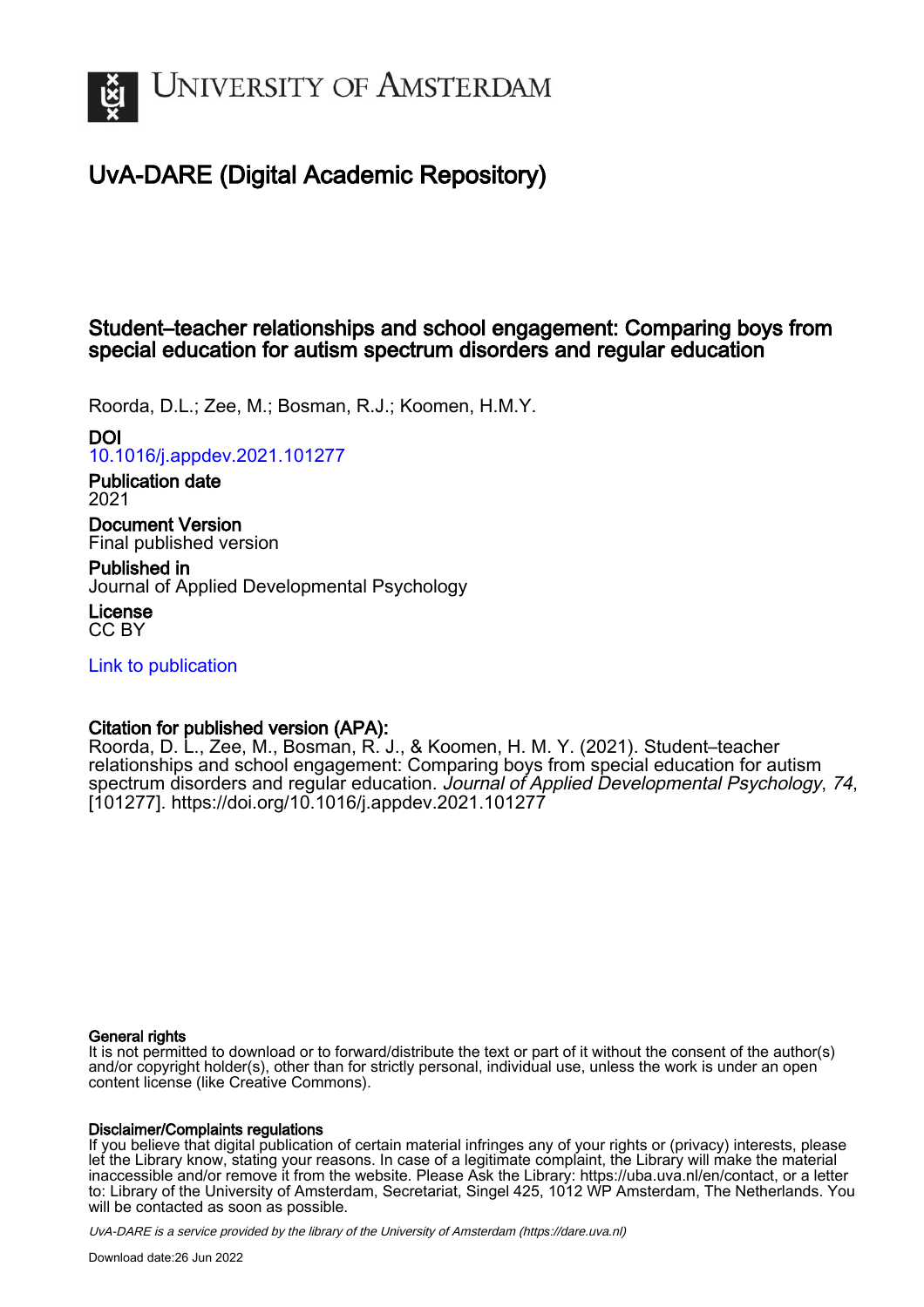# UNIVERSITY OF AMSTERDAM

## UvA-DARE (Digital Academic Repository)

### Student–teacher relationships and school engagement: Comparing boys from special education for autism spectrum disorders and regular education

Roorda, D.L.; Zee, M.; Bosman, R.J.; Koomen, H.M.Y.

**DOI**
10.1016/j.appdev.2021.101277

**Publication date**
2021

**Document Version**
Final published version

**Published in**
Journal of Applied Developmental Psychology

**License**
CC BY

Link to publication

**Citation for published version (APA):**
Roorda, D. L., Zee, M., Bosman, R. J., & Koomen, H. M. Y. (2021). Student–teacher relationships and school engagement: Comparing boys from special education for autism spectrum disorders and regular education. *Journal of Applied Developmental Psychology*, *74*, [101277]. https://doi.org/10.1016/j.appdev.2021.101277

**General rights**
It is not permitted to download or to forward/distribute the text or part of it without the consent of the author(s) and/or copyright holder(s), other than for strictly personal, individual use, unless the work is under an open content license (like Creative Commons).

**Disclaimer/Complaints regulations**
If you believe that digital publication of certain material infringes any of your rights or (privacy) interests, please let the Library know, stating your reasons. In case of a legitimate complaint, the Library will make the material inaccessible and/or remove it from the website. Please Ask the Library: https://uba.uva.nl/en/contact, or a letter to: Library of the University of Amsterdam, Secretariat, Singel 425, 1012 WP Amsterdam, The Netherlands. You will be contacted as soon as possible.

*UvA-DARE is a service provided by the library of the University of Amsterdam (https://dare.uva.nl)*

Download date:26 Jun 2022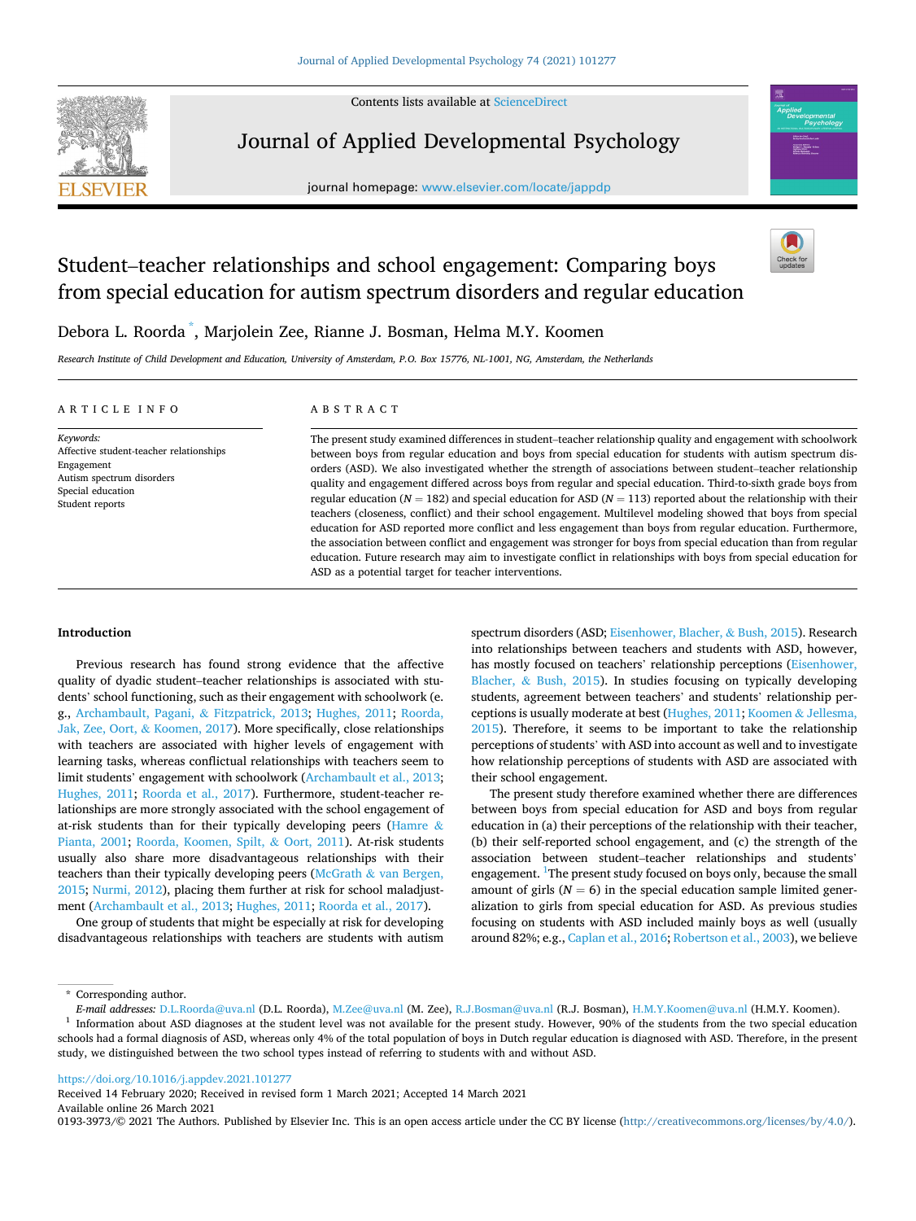# Student–teacher relationships and school engagement: Comparing boys from special education for autism spectrum disorders and regular education

Debora L. Roorda [*], Marjolein Zee, Rianne J. Bosman, Helma M.Y. Koomen

*Research Institute of Child Development and Education, University of Amsterdam, P.O. Box 15776, NL-1001, NG, Amsterdam, the Netherlands*

## ARTICLE INFO

*Keywords:*
Affective student-teacher relationships
Engagement
Autism spectrum disorders
Special education
Student reports

## ABSTRACT

The present study examined differences in student–teacher relationship quality and engagement with schoolwork between boys from regular education and boys from special education for students with autism spectrum disorders (ASD). We also investigated whether the strength of associations between student–teacher relationship quality and engagement differed across boys from regular and special education. Third-to-sixth grade boys from regular education ($N = 182$) and special education for ASD ($N = 113$) reported about the relationship with their teachers (closeness, conflict) and their school engagement. Multilevel modeling showed that boys from special education for ASD reported more conflict and less engagement than boys from regular education. Furthermore, the association between conflict and engagement was stronger for boys from special education than from regular education. Future research may aim to investigate conflict in relationships with boys from special education for ASD as a potential target for teacher interventions.

## Introduction

Previous research has found strong evidence that the affective quality of dyadic student–teacher relationships is associated with students' school functioning, such as their engagement with schoolwork (e.g., Archambault, Pagani, & Fitzpatrick, 2013; Hughes, 2011; Roorda, Jak, Zee, Oort, & Koomen, 2017). More specifically, close relationships with teachers are associated with higher levels of engagement with learning tasks, whereas conflictual relationships with teachers seem to limit students' engagement with schoolwork (Archambault et al., 2013; Hughes, 2011; Roorda et al., 2017). Furthermore, student-teacher relationships are more strongly associated with the school engagement of at-risk students than for their typically developing peers (Hamre & Pianta, 2001; Roorda, Koomen, Spilt, & Oort, 2011). At-risk students usually also share more disadvantageous relationships with their teachers than their typically developing peers (McGrath & van Bergen, 2015; Nurmi, 2012), placing them further at risk for school maladjustment (Archambault et al., 2013; Hughes, 2011; Roorda et al., 2017).

One group of students that might be especially at risk for developing disadvantageous relationships with teachers are students with autism spectrum disorders (ASD; Eisenhower, Blacher, & Bush, 2015). Research into relationships between teachers and students with ASD, however, has mostly focused on teachers' relationship perceptions (Eisenhower, Blacher, & Bush, 2015). In studies focusing on typically developing students, agreement between teachers' and students' relationship perceptions is usually moderate at best (Hughes, 2011; Koomen & Jellesma, 2015). Therefore, it seems to be important to take the relationship perceptions of students' with ASD into account as well and to investigate how relationship perceptions of students with ASD are associated with their school engagement.

The present study therefore examined whether there are differences between boys from special education for ASD and boys from regular education in (a) their perceptions of the relationship with their teacher, (b) their self-reported school engagement, and (c) the strength of the association between student–teacher relationships and students' engagement. [1]The present study focused on boys only, because the small amount of girls ($N = 6$) in the special education sample limited generalization to girls from special education for ASD. As previous studies focusing on students with ASD included mainly boys as well (usually around 82%; e.g., Caplan et al., 2016; Robertson et al., 2003), we believe

---

\* Corresponding author.
*E-mail addresses:* D.L.Roorda@uva.nl (D.L. Roorda), M.Zee@uva.nl (M. Zee), R.J.Bosman@uva.nl (R.J. Bosman), H.M.Y.Koomen@uva.nl (H.M.Y. Koomen).

[1] Information about ASD diagnoses at the student level was not available for the present study. However, 90% of the students from the two special education schools had a formal diagnosis of ASD, whereas only 4% of the total population of boys in Dutch regular education is diagnosed with ASD. Therefore, in the present study, we distinguished between the two school types instead of referring to students with and without ASD.

https://doi.org/10.1016/j.appdev.2021.101277
Received 14 February 2020; Received in revised form 1 March 2021; Accepted 14 March 2021
Available online 26 March 2021
0193-3973/© 2021 The Authors. Published by Elsevier Inc. This is an open access article under the CC BY license (http://creativecommons.org/licenses/by/4.0/).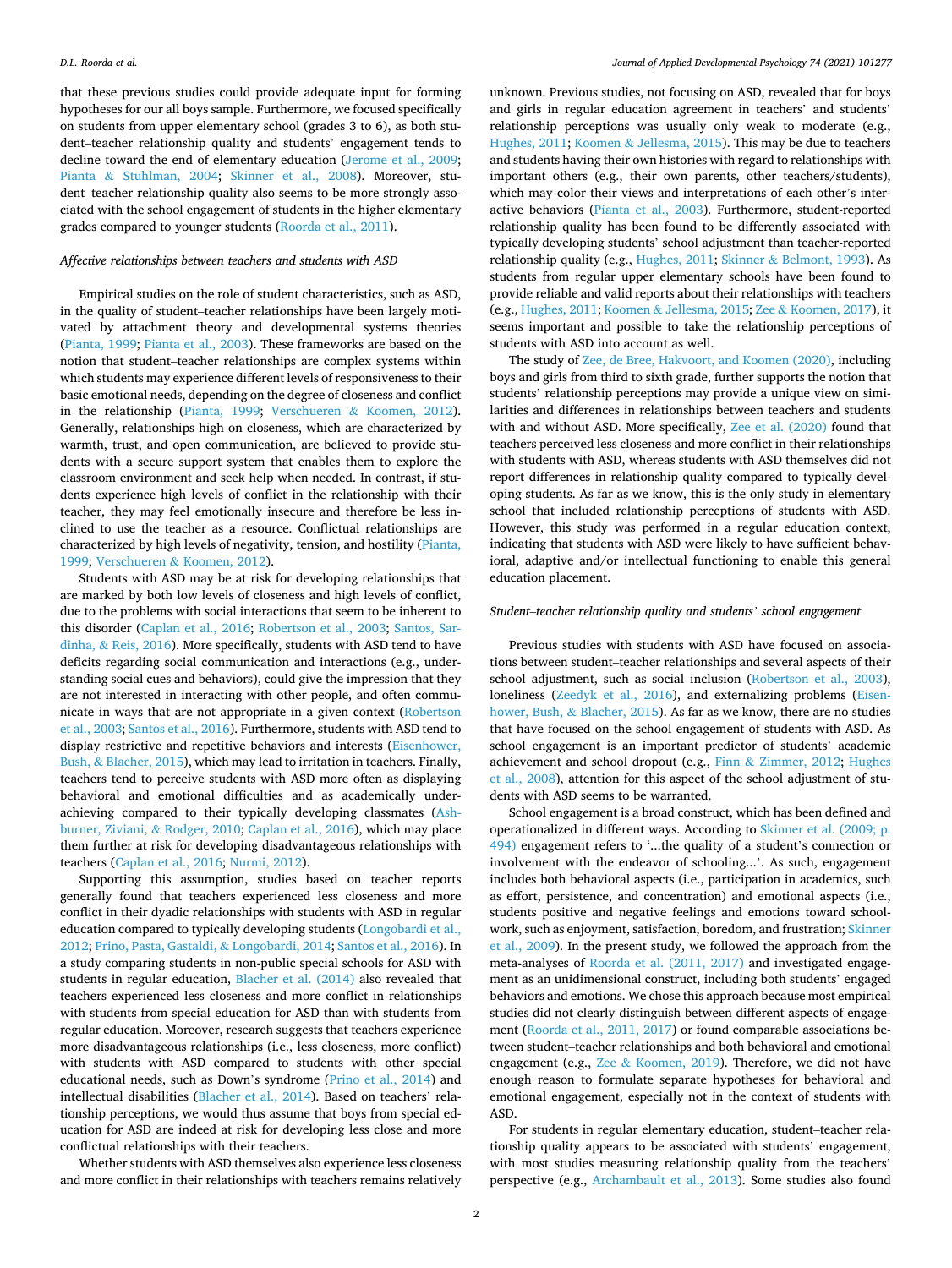that these previous studies could provide adequate input for forming hypotheses for our all boys sample. Furthermore, we focused specifically on students from upper elementary school (grades 3 to 6), as both student–teacher relationship quality and students' engagement tends to decline toward the end of elementary education (Jerome et al., 2009; Pianta & Stuhlman, 2004; Skinner et al., 2008). Moreover, student–teacher relationship quality also seems to be more strongly associated with the school engagement of students in the higher elementary grades compared to younger students (Roorda et al., 2011).

### *Affective relationships between teachers and students with ASD*

Empirical studies on the role of student characteristics, such as ASD, in the quality of student–teacher relationships have been largely motivated by attachment theory and developmental systems theories (Pianta, 1999; Pianta et al., 2003). These frameworks are based on the notion that student–teacher relationships are complex systems within which students may experience different levels of responsiveness to their basic emotional needs, depending on the degree of closeness and conflict in the relationship (Pianta, 1999; Verschueren & Koomen, 2012). Generally, relationships high on closeness, which are characterized by warmth, trust, and open communication, are believed to provide students with a secure support system that enables them to explore the classroom environment and seek help when needed. In contrast, if students experience high levels of conflict in the relationship with their teacher, they may feel emotionally insecure and therefore be less inclined to use the teacher as a resource. Conflictual relationships are characterized by high levels of negativity, tension, and hostility (Pianta, 1999; Verschueren & Koomen, 2012).

Students with ASD may be at risk for developing relationships that are marked by both low levels of closeness and high levels of conflict, due to the problems with social interactions that seem to be inherent to this disorder (Caplan et al., 2016; Robertson et al., 2003; Santos, Sardinha, & Reis, 2016). More specifically, students with ASD tend to have deficits regarding social communication and interactions (e.g., understanding social cues and behaviors), could give the impression that they are not interested in interacting with other people, and often communicate in ways that are not appropriate in a given context (Robertson et al., 2003; Santos et al., 2016). Furthermore, students with ASD tend to display restrictive and repetitive behaviors and interests (Eisenhower, Bush, & Blacher, 2015), which may lead to irritation in teachers. Finally, teachers tend to perceive students with ASD more often as displaying behavioral and emotional difficulties and as academically underachieving compared to their typically developing classmates (Ashburner, Ziviani, & Rodger, 2010; Caplan et al., 2016), which may place them further at risk for developing disadvantageous relationships with teachers (Caplan et al., 2016; Nurmi, 2012).

Supporting this assumption, studies based on teacher reports generally found that teachers experienced less closeness and more conflict in their dyadic relationships with students with ASD in regular education compared to typically developing students (Longobardi et al., 2012; Prino, Pasta, Gastaldi, & Longobardi, 2014; Santos et al., 2016). In a study comparing students in non-public special schools for ASD with students in regular education, Blacher et al. (2014) also revealed that teachers experienced less closeness and more conflict in relationships with students from special education for ASD than with students from regular education. Moreover, research suggests that teachers experience more disadvantageous relationships (i.e., less closeness, more conflict) with students with ASD compared to students with other special educational needs, such as Down's syndrome (Prino et al., 2014) and intellectual disabilities (Blacher et al., 2014). Based on teachers' relationship perceptions, we would thus assume that boys from special education for ASD are indeed at risk for developing less close and more conflictual relationships with their teachers.

Whether students with ASD themselves also experience less closeness and more conflict in their relationships with teachers remains relatively unknown. Previous studies, not focusing on ASD, revealed that for boys and girls in regular education agreement in teachers' and students' relationship perceptions was usually only weak to moderate (e.g., Hughes, 2011; Koomen & Jellesma, 2015). This may be due to teachers and students having their own histories with regard to relationships with important others (e.g., their own parents, other teachers/students), which may color their views and interpretations of each other's interactive behaviors (Pianta et al., 2003). Furthermore, student-reported relationship quality has been found to be differently associated with typically developing students' school adjustment than teacher-reported relationship quality (e.g., Hughes, 2011; Skinner & Belmont, 1993). As students from regular upper elementary schools have been found to provide reliable and valid reports about their relationships with teachers (e.g., Hughes, 2011; Koomen & Jellesma, 2015; Zee & Koomen, 2017), it seems important and possible to take the relationship perceptions of students with ASD into account as well.

The study of Zee, de Bree, Hakvoort, and Koomen (2020), including boys and girls from third to sixth grade, further supports the notion that students' relationship perceptions may provide a unique view on similarities and differences in relationships between teachers and students with and without ASD. More specifically, Zee et al. (2020) found that teachers perceived less closeness and more conflict in their relationships with students with ASD, whereas students with ASD themselves did not report differences in relationship quality compared to typically developing students. As far as we know, this is the only study in elementary school that included relationship perceptions of students with ASD. However, this study was performed in a regular education context, indicating that students with ASD were likely to have sufficient behavioral, adaptive and/or intellectual functioning to enable this general education placement.

### *Student–teacher relationship quality and students' school engagement*

Previous studies with students with ASD have focused on associations between student–teacher relationships and several aspects of their school adjustment, such as social inclusion (Robertson et al., 2003), loneliness (Zeedyk et al., 2016), and externalizing problems (Eisenhower, Bush, & Blacher, 2015). As far as we know, there are no studies that have focused on the school engagement of students with ASD. As school engagement is an important predictor of students' academic achievement and school dropout (e.g., Finn & Zimmer, 2012; Hughes et al., 2008), attention for this aspect of the school adjustment of students with ASD seems to be warranted.

School engagement is a broad construct, which has been defined and operationalized in different ways. According to Skinner et al. (2009; p. 494) engagement refers to '…the quality of a student's connection or involvement with the endeavor of schooling…'. As such, engagement includes both behavioral aspects (i.e., participation in academics, such as effort, persistence, and concentration) and emotional aspects (i.e., students positive and negative feelings and emotions toward schoolwork, such as enjoyment, satisfaction, boredom, and frustration; Skinner et al., 2009). In the present study, we followed the approach from the meta-analyses of Roorda et al. (2011, 2017) and investigated engagement as an unidimensional construct, including both students' engaged behaviors and emotions. We chose this approach because most empirical studies did not clearly distinguish between different aspects of engagement (Roorda et al., 2011, 2017) or found comparable associations between student–teacher relationships and both behavioral and emotional engagement (e.g., Zee & Koomen, 2019). Therefore, we did not have enough reason to formulate separate hypotheses for behavioral and emotional engagement, especially not in the context of students with ASD.

For students in regular elementary education, student–teacher relationship quality appears to be associated with students' engagement, with most studies measuring relationship quality from the teachers' perspective (e.g., Archambault et al., 2013). Some studies also found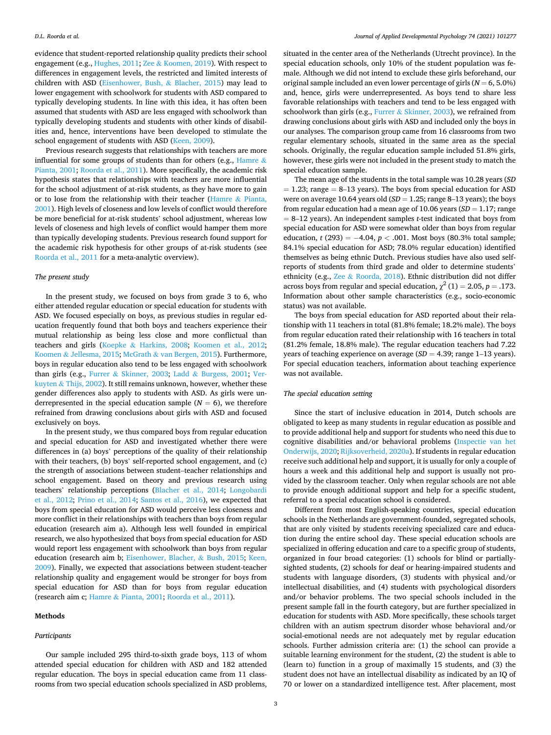evidence that student-reported relationship quality predicts their school engagement (e.g., Hughes, 2011; Zee & Koomen, 2019). With respect to differences in engagement levels, the restricted and limited interests of children with ASD (Eisenhower, Bush, & Blacher, 2015) may lead to lower engagement with schoolwork for students with ASD compared to typically developing students. In line with this idea, it has often been assumed that students with ASD are less engaged with schoolwork than typically developing students and students with other kinds of disabilities and, hence, interventions have been developed to stimulate the school engagement of students with ASD (Keen, 2009).

Previous research suggests that relationships with teachers are more influential for some groups of students than for others (e.g., Hamre & Pianta, 2001; Roorda et al., 2011). More specifically, the academic risk hypothesis states that relationships with teachers are more influential for the school adjustment of at-risk students, as they have more to gain or to lose from the relationship with their teacher (Hamre & Pianta, 2001). High levels of closeness and low levels of conflict would therefore be more beneficial for at-risk students' school adjustment, whereas low levels of closeness and high levels of conflict would hamper them more than typically developing students. Previous research found support for the academic risk hypothesis for other groups of at-risk students (see Roorda et al., 2011 for a meta-analytic overview).

### *The present study*

In the present study, we focused on boys from grade 3 to 6, who either attended regular education or special education for students with ASD. We focused especially on boys, as previous studies in regular education frequently found that both boys and teachers experience their mutual relationship as being less close and more conflictual than teachers and girls (Koepke & Harkins, 2008; Koomen et al., 2012; Koomen & Jellesma, 2015; McGrath & van Bergen, 2015). Furthermore, boys in regular education also tend to be less engaged with schoolwork than girls (e.g., Furrer & Skinner, 2003; Ladd & Burgess, 2001; Verkuyten & Thijs, 2002). It still remains unknown, however, whether these gender differences also apply to students with ASD. As girls were underrepresented in the special education sample ($N = 6$), we therefore refrained from drawing conclusions about girls with ASD and focused exclusively on boys.

In the present study, we thus compared boys from regular education and special education for ASD and investigated whether there were differences in (a) boys' perceptions of the quality of their relationship with their teachers, (b) boys' self-reported school engagement, and (c) the strength of associations between student–teacher relationships and school engagement. Based on theory and previous research using teachers' relationship perceptions (Blacher et al., 2014; Longobardi et al., 2012; Prino et al., 2014; Santos et al., 2016), we expected that boys from special education for ASD would perceive less closeness and more conflict in their relationships with teachers than boys from regular education (research aim a). Although less well founded in empirical research, we also hypothesized that boys from special education for ASD would report less engagement with schoolwork than boys from regular education (research aim b; Eisenhower, Blacher, & Bush, 2015; Keen, 2009). Finally, we expected that associations between student-teacher relationship quality and engagement would be stronger for boys from special education for ASD than for boys from regular education (research aim c; Hamre & Pianta, 2001; Roorda et al., 2011).

## Methods

### *Participants*

Our sample included 295 third-to-sixth grade boys, 113 of whom attended special education for children with ASD and 182 attended regular education. The boys in special education came from 11 classrooms from two special education schools specialized in ASD problems, situated in the center area of the Netherlands (Utrecht province). In the special education schools, only 10% of the student population was female. Although we did not intend to exclude these girls beforehand, our original sample included an even lower percentage of girls ($N = 6$, 5.0%) and, hence, girls were underrepresented. As boys tend to share less favorable relationships with teachers and tend to be less engaged with schoolwork than girls (e.g., Furrer & Skinner, 2003), we refrained from drawing conclusions about girls with ASD and included only the boys in our analyses. The comparison group came from 16 classrooms from two regular elementary schools, situated in the same area as the special schools. Originally, the regular education sample included 51.8% girls, however, these girls were not included in the present study to match the special education sample.

The mean age of the students in the total sample was 10.28 years ($SD = 1.23$; range = 8–13 years). The boys from special education for ASD were on average 10.64 years old ($SD = 1.25$; range 8–13 years); the boys from regular education had a mean age of 10.06 years ($SD = 1.17$; range = 8–12 years). An independent samples *t*-test indicated that boys from special education for ASD were somewhat older than boys from regular education, $t(293) = -4.04$, $p < .001$. Most boys (80.3% total sample; 84.1% special education for ASD; 78.0% regular education) identified themselves as being ethnic Dutch. Previous studies have also used self-reports of students from third grade and older to determine students' ethnicity (e.g., Zee & Roorda, 2018). Ethnic distribution did not differ across boys from regular and special education, $\chi^2(1) = 2.05$, $p = .173$. Information about other sample characteristics (e.g., socio-economic status) was not available.

The boys from special education for ASD reported about their relationship with 11 teachers in total (81.8% female; 18.2% male). The boys from regular education rated their relationship with 16 teachers in total (81.2% female, 18.8% male). The regular education teachers had 7.22 years of teaching experience on average ($SD = 4.39$; range 1–13 years). For special education teachers, information about teaching experience was not available.

### *The special education setting*

Since the start of inclusive education in 2014, Dutch schools are obligated to keep as many students in regular education as possible and to provide additional help and support for students who need this due to cognitive disabilities and/or behavioral problems (Inspectie van het Onderwijs, 2020; Rijksoverheid, 2020a). If students in regular education receive such additional help and support, it is usually for only a couple of hours a week and this additional help and support is usually not provided by the classroom teacher. Only when regular schools are not able to provide enough additional support and help for a specific student, referral to a special education school is considered.

Different from most English-speaking countries, special education schools in the Netherlands are government-founded, segregated schools, that are only visited by students receiving specialized care and education during the entire school day. These special education schools are specialized in offering education and care to a specific group of students, organized in four broad categories: (1) schools for blind or partially-sighted students, (2) schools for deaf or hearing-impaired students and students with language disorders, (3) students with physical and/or intellectual disabilities, and (4) students with psychological disorders and/or behavior problems. The two special schools included in the present sample fall in the fourth category, but are further specialized in education for students with ASD. More specifically, these schools target children with an autism spectrum disorder whose behavioral and/or social-emotional needs are not adequately met by regular education schools. Further admission criteria are: (1) the school can provide a suitable learning environment for the student, (2) the student is able to (learn to) function in a group of maximally 15 students, and (3) the student does not have an intellectual disability as indicated by an IQ of 70 or lower on a standardized intelligence test. After placement, most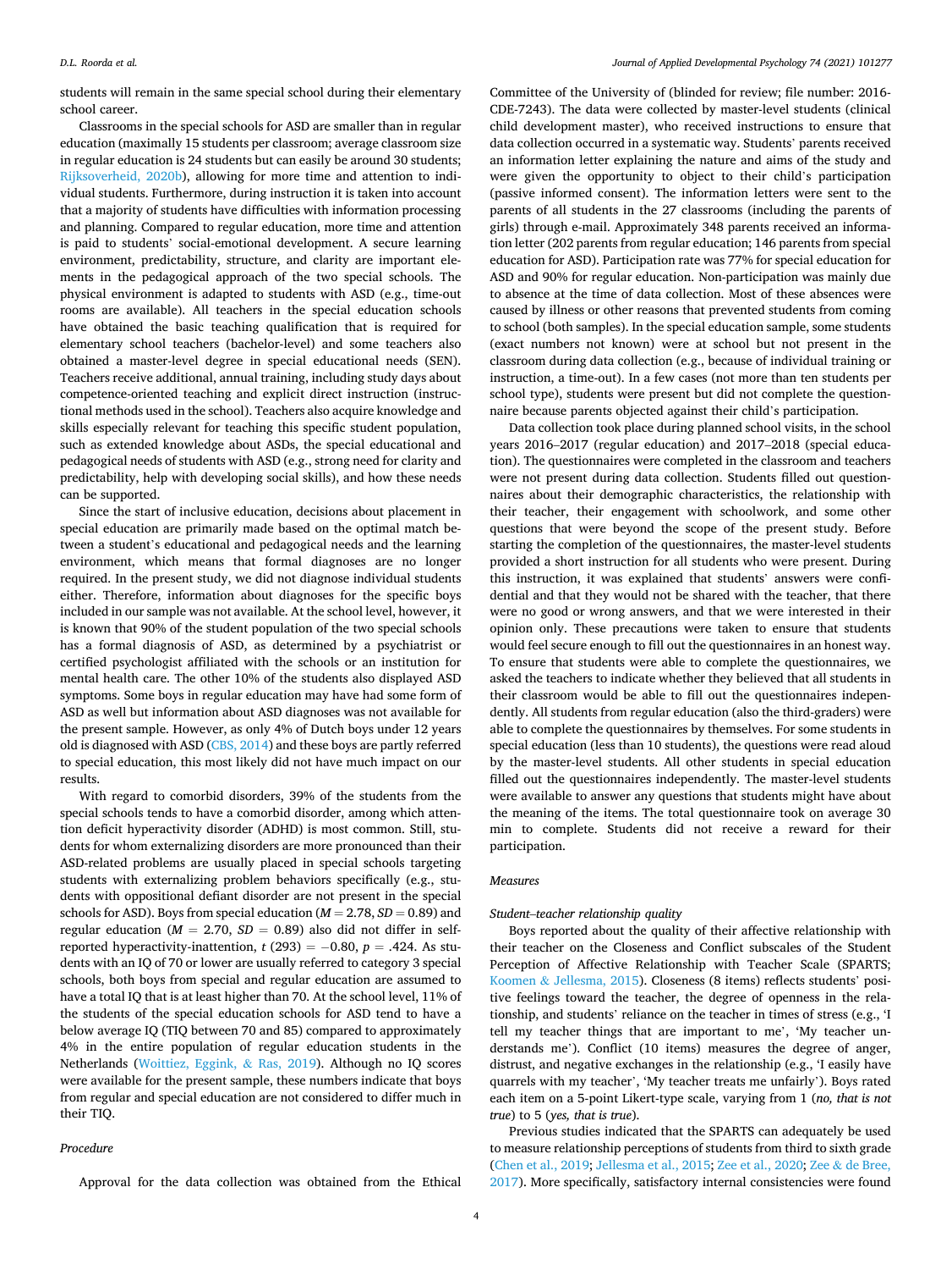students will remain in the same special school during their elementary school career.

Classrooms in the special schools for ASD are smaller than in regular education (maximally 15 students per classroom; average classroom size in regular education is 24 students but can easily be around 30 students; Rijksoverheid, 2020b), allowing for more time and attention to individual students. Furthermore, during instruction it is taken into account that a majority of students have difficulties with information processing and planning. Compared to regular education, more time and attention is paid to students' social-emotional development. A secure learning environment, predictability, structure, and clarity are important elements in the pedagogical approach of the two special schools. The physical environment is adapted to students with ASD (e.g., time-out rooms are available). All teachers in the special education schools have obtained the basic teaching qualification that is required for elementary school teachers (bachelor-level) and some teachers also obtained a master-level degree in special educational needs (SEN). Teachers receive additional, annual training, including study days about competence-oriented teaching and explicit direct instruction (instructional methods used in the school). Teachers also acquire knowledge and skills especially relevant for teaching this specific student population, such as extended knowledge about ASDs, the special educational and pedagogical needs of students with ASD (e.g., strong need for clarity and predictability, help with developing social skills), and how these needs can be supported.

Since the start of inclusive education, decisions about placement in special education are primarily made based on the optimal match between a student's educational and pedagogical needs and the learning environment, which means that formal diagnoses are no longer required. In the present study, we did not diagnose individual students either. Therefore, information about diagnoses for the specific boys included in our sample was not available. At the school level, however, it is known that 90% of the student population of the two special schools has a formal diagnosis of ASD, as determined by a psychiatrist or certified psychologist affiliated with the schools or an institution for mental health care. The other 10% of the students also displayed ASD symptoms. Some boys in regular education may have had some form of ASD as well but information about ASD diagnoses was not available for the present sample. However, as only 4% of Dutch boys under 12 years old is diagnosed with ASD (CBS, 2014) and these boys are partly referred to special education, this most likely did not have much impact on our results.

With regard to comorbid disorders, 39% of the students from the special schools tends to have a comorbid disorder, among which attention deficit hyperactivity disorder (ADHD) is most common. Still, students for whom externalizing disorders are more pronounced than their ASD-related problems are usually placed in special schools targeting students with externalizing problem behaviors specifically (e.g., students with oppositional defiant disorder are not present in the special schools for ASD). Boys from special education ($M = 2.78$, $SD = 0.89$) and regular education ($M = 2.70$, $SD = 0.89$) also did not differ in self-reported hyperactivity-inattention, $t\,(293) = -0.80$, $p = .424$. As students with an IQ of 70 or lower are usually referred to category 3 special schools, both boys from special and regular education are assumed to have a total IQ that is at least higher than 70. At the school level, 11% of the students of the special education schools for ASD tend to have a below average IQ (TIQ between 70 and 85) compared to approximately 4% in the entire population of regular education students in the Netherlands (Woittiez, Eggink, & Ras, 2019). Although no IQ scores were available for the present sample, these numbers indicate that boys from regular and special education are not considered to differ much in their TIQ.

*Procedure*

Approval for the data collection was obtained from the Ethical Committee of the University of (blinded for review; file number: 2016-CDE-7243). The data were collected by master-level students (clinical child development master), who received instructions to ensure that data collection occurred in a systematic way. Students' parents received an information letter explaining the nature and aims of the study and were given the opportunity to object to their child's participation (passive informed consent). The information letters were sent to the parents of all students in the 27 classrooms (including the parents of girls) through e-mail. Approximately 348 parents received an information letter (202 parents from regular education; 146 parents from special education for ASD). Participation rate was 77% for special education for ASD and 90% for regular education. Non-participation was mainly due to absence at the time of data collection. Most of these absences were caused by illness or other reasons that prevented students from coming to school (both samples). In the special education sample, some students (exact numbers not known) were at school but not present in the classroom during data collection (e.g., because of individual training or instruction, a time-out). In a few cases (not more than ten students per school type), students were present but did not complete the questionnaire because parents objected against their child's participation.

Data collection took place during planned school visits, in the school years 2016–2017 (regular education) and 2017–2018 (special education). The questionnaires were completed in the classroom and teachers were not present during data collection. Students filled out questionnaires about their demographic characteristics, the relationship with their teacher, their engagement with schoolwork, and some other questions that were beyond the scope of the present study. Before starting the completion of the questionnaires, the master-level students provided a short instruction for all students who were present. During this instruction, it was explained that students' answers were confidential and that they would not be shared with the teacher, that there were no good or wrong answers, and that we were interested in their opinion only. These precautions were taken to ensure that students would feel secure enough to fill out the questionnaires in an honest way. To ensure that students were able to complete the questionnaires, we asked the teachers to indicate whether they believed that all students in their classroom would be able to fill out the questionnaires independently. All students from regular education (also the third-graders) were able to complete the questionnaires by themselves. For some students in special education (less than 10 students), the questions were read aloud by the master-level students. All other students in special education filled out the questionnaires independently. The master-level students were available to answer any questions that students might have about the meaning of the items. The total questionnaire took on average 30 min to complete. Students did not receive a reward for their participation.

*Measures*

*Student–teacher relationship quality*

Boys reported about the quality of their affective relationship with their teacher on the Closeness and Conflict subscales of the Student Perception of Affective Relationship with Teacher Scale (SPARTS; Koomen & Jellesma, 2015). Closeness (8 items) reflects students' positive feelings toward the teacher, the degree of openness in the relationship, and students' reliance on the teacher in times of stress (e.g., 'I tell my teacher things that are important to me', 'My teacher understands me'). Conflict (10 items) measures the degree of anger, distrust, and negative exchanges in the relationship (e.g., 'I easily have quarrels with my teacher', 'My teacher treats me unfairly'). Boys rated each item on a 5-point Likert-type scale, varying from 1 (*no, that is not true*) to 5 (*yes, that is true*).

Previous studies indicated that the SPARTS can adequately be used to measure relationship perceptions of students from third to sixth grade (Chen et al., 2019; Jellesma et al., 2015; Zee et al., 2020; Zee & de Bree, 2017). More specifically, satisfactory internal consistencies were found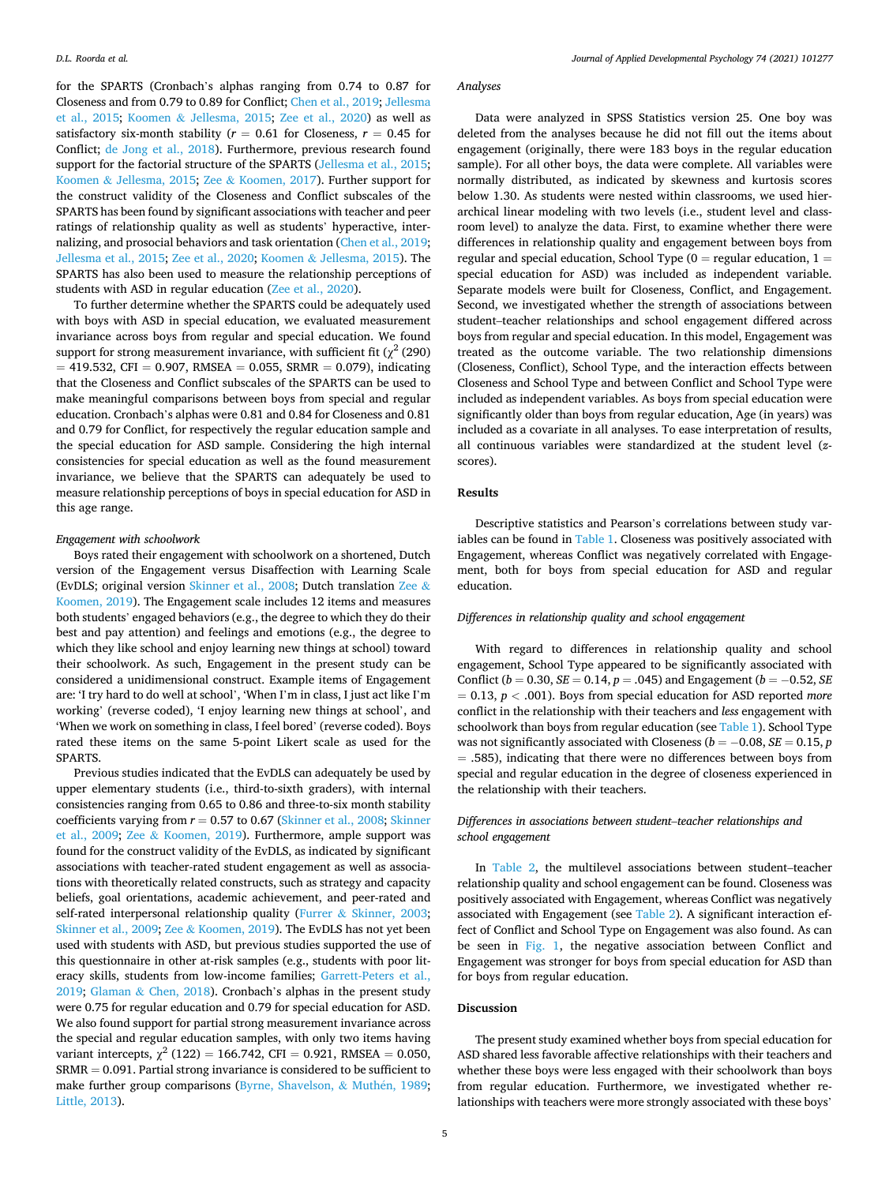for the SPARTS (Cronbach's alphas ranging from 0.74 to 0.87 for Closeness and from 0.79 to 0.89 for Conflict; Chen et al., 2019; Jellesma et al., 2015; Koomen & Jellesma, 2015; Zee et al., 2020) as well as satisfactory six-month stability ($r = 0.61$ for Closeness, $r = 0.45$ for Conflict; de Jong et al., 2018). Furthermore, previous research found support for the factorial structure of the SPARTS (Jellesma et al., 2015; Koomen & Jellesma, 2015; Zee & Koomen, 2017). Further support for the construct validity of the Closeness and Conflict subscales of the SPARTS has been found by significant associations with teacher and peer ratings of relationship quality as well as students' hyperactive, internalizing, and prosocial behaviors and task orientation (Chen et al., 2019; Jellesma et al., 2015; Zee et al., 2020; Koomen & Jellesma, 2015). The SPARTS has also been used to measure the relationship perceptions of students with ASD in regular education (Zee et al., 2020).

To further determine whether the SPARTS could be adequately used with boys with ASD in special education, we evaluated measurement invariance across boys from regular and special education. We found support for strong measurement invariance, with sufficient fit ($\chi^2$ (290) = 419.532, CFI = 0.907, RMSEA = 0.055, SRMR = 0.079), indicating that the Closeness and Conflict subscales of the SPARTS can be used to make meaningful comparisons between boys from special and regular education. Cronbach's alphas were 0.81 and 0.84 for Closeness and 0.81 and 0.79 for Conflict, for respectively the regular education sample and the special education for ASD sample. Considering the high internal consistencies for special education as well as the found measurement invariance, we believe that the SPARTS can adequately be used to measure relationship perceptions of boys in special education for ASD in this age range.

#### *Engagement with schoolwork*

Boys rated their engagement with schoolwork on a shortened, Dutch version of the Engagement versus Disaffection with Learning Scale (EvDLS; original version Skinner et al., 2008; Dutch translation Zee & Koomen, 2019). The Engagement scale includes 12 items and measures both students' engaged behaviors (e.g., the degree to which they do their best and pay attention) and feelings and emotions (e.g., the degree to which they like school and enjoy learning new things at school) toward their schoolwork. As such, Engagement in the present study can be considered a unidimensional construct. Example items of Engagement are: 'I try hard to do well at school', 'When I'm in class, I just act like I'm working' (reverse coded), 'I enjoy learning new things at school', and 'When we work on something in class, I feel bored' (reverse coded). Boys rated these items on the same 5-point Likert scale as used for the SPARTS.

Previous studies indicated that the EvDLS can adequately be used by upper elementary students (i.e., third-to-sixth graders), with internal consistencies ranging from 0.65 to 0.86 and three-to-six month stability coefficients varying from $r = 0.57$ to 0.67 (Skinner et al., 2008; Skinner et al., 2009; Zee & Koomen, 2019). Furthermore, ample support was found for the construct validity of the EvDLS, as indicated by significant associations with teacher-rated student engagement as well as associations with theoretically related constructs, such as strategy and capacity beliefs, goal orientations, academic achievement, and peer-rated and self-rated interpersonal relationship quality (Furrer & Skinner, 2003; Skinner et al., 2009; Zee & Koomen, 2019). The EvDLS has not yet been used with students with ASD, but previous studies supported the use of this questionnaire in other at-risk samples (e.g., students with poor literacy skills, students from low-income families; Garrett-Peters et al., 2019; Glaman & Chen, 2018). Cronbach's alphas in the present study were 0.75 for regular education and 0.79 for special education for ASD. We also found support for partial strong measurement invariance across the special and regular education samples, with only two items having variant intercepts, $\chi^2$ (122) = 166.742, CFI = 0.921, RMSEA = 0.050, SRMR = 0.091. Partial strong invariance is considered to be sufficient to make further group comparisons (Byrne, Shavelson, & Muthén, 1989; Little, 2013).

#### *Analyses*

Data were analyzed in SPSS Statistics version 25. One boy was deleted from the analyses because he did not fill out the items about engagement (originally, there were 183 boys in the regular education sample). For all other boys, the data were complete. All variables were normally distributed, as indicated by skewness and kurtosis scores below 1.30. As students were nested within classrooms, we used hierarchical linear modeling with two levels (i.e., student level and classroom level) to analyze the data. First, to examine whether there were differences in relationship quality and engagement between boys from regular and special education, School Type (0 = regular education, 1 = special education for ASD) was included as independent variable. Separate models were built for Closeness, Conflict, and Engagement. Second, we investigated whether the strength of associations between student–teacher relationships and school engagement differed across boys from regular and special education. In this model, Engagement was treated as the outcome variable. The two relationship dimensions (Closeness, Conflict), School Type, and the interaction effects between Closeness and School Type and between Conflict and School Type were included as independent variables. As boys from special education were significantly older than boys from regular education, Age (in years) was included as a covariate in all analyses. To ease interpretation of results, all continuous variables were standardized at the student level (*z*-scores).

## Results

Descriptive statistics and Pearson's correlations between study variables can be found in Table 1. Closeness was positively associated with Engagement, whereas Conflict was negatively correlated with Engagement, both for boys from special education for ASD and regular education.

#### *Differences in relationship quality and school engagement*

With regard to differences in relationship quality and school engagement, School Type appeared to be significantly associated with Conflict ($b = 0.30$, $SE = 0.14$, $p = .045$) and Engagement ($b = -0.52$, $SE = 0.13$, $p < .001$). Boys from special education for ASD reported *more* conflict in the relationship with their teachers and *less* engagement with schoolwork than boys from regular education (see Table 1). School Type was not significantly associated with Closeness ($b = -0.08$, $SE = 0.15$, $p = .585$), indicating that there were no differences between boys from special and regular education in the degree of closeness experienced in the relationship with their teachers.

#### *Differences in associations between student–teacher relationships and school engagement*

In Table 2, the multilevel associations between student–teacher relationship quality and school engagement can be found. Closeness was positively associated with Engagement, whereas Conflict was negatively associated with Engagement (see Table 2). A significant interaction effect of Conflict and School Type on Engagement was also found. As can be seen in Fig. 1, the negative association between Conflict and Engagement was stronger for boys from special education for ASD than for boys from regular education.

## Discussion

The present study examined whether boys from special education for ASD shared less favorable affective relationships with their teachers and whether these boys were less engaged with their schoolwork than boys from regular education. Furthermore, we investigated whether relationships with teachers were more strongly associated with these boys'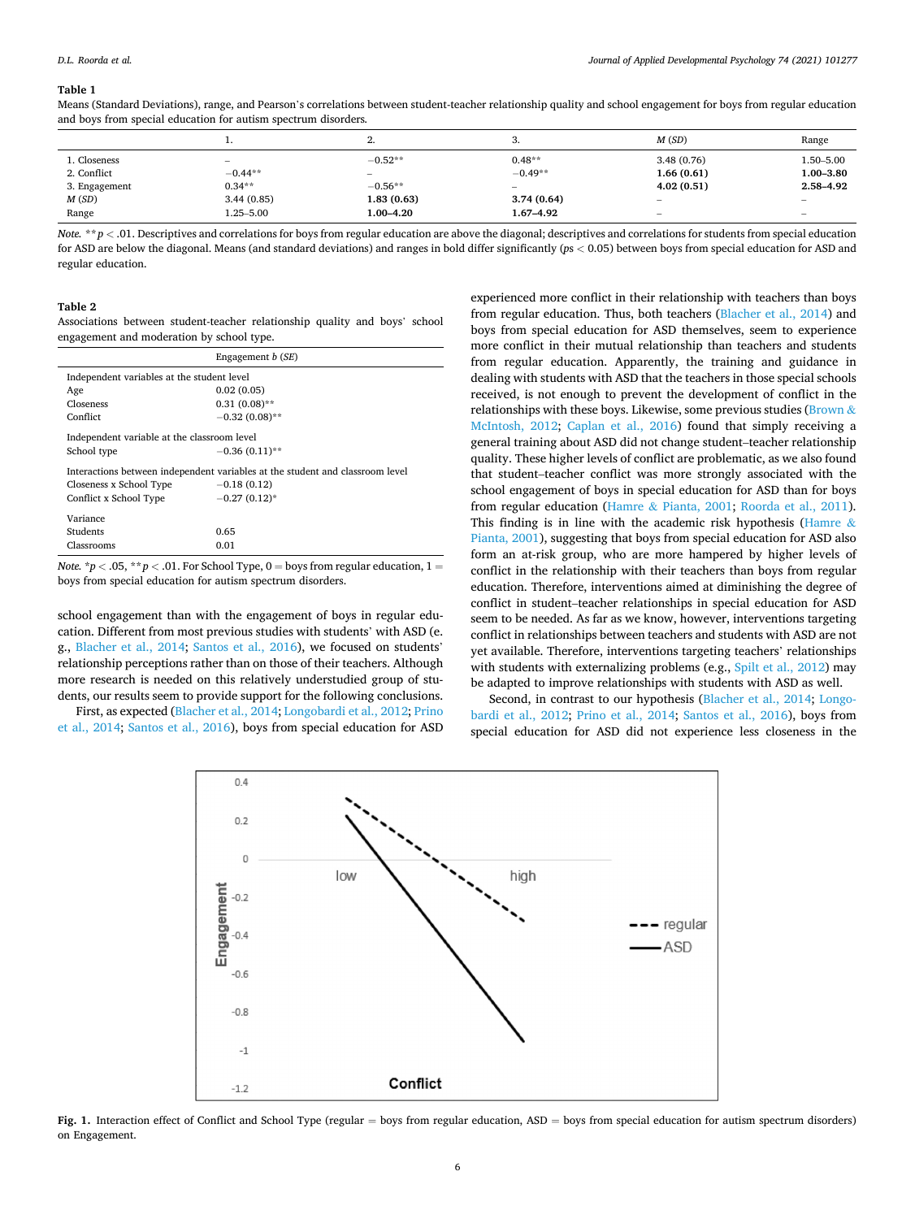**Table 1**
Means (Standard Deviations), range, and Pearson's correlations between student-teacher relationship quality and school engagement for boys from regular education and boys from special education for autism spectrum disorders.

| | 1. | 2. | 3. | *M* (*SD*) | Range |
|---|---|---|---|---|---|
| 1. Closeness | – | −0.52** | 0.48** | 3.48 (0.76) | 1.50–5.00 |
| 2. Conflict | −0.44** | – | −0.49** | **1.66 (0.61)** | **1.00–3.80** |
| 3. Engagement | 0.34** | −0.56** | – | **4.02 (0.51)** | **2.58–4.92** |
| *M* (*SD*) | 3.44 (0.85) | **1.83 (0.63)** | **3.74 (0.64)** | – | – |
| Range | 1.25–5.00 | **1.00–4.20** | **1.67–4.92** | – | – |

*Note.* ** $p < .01$. Descriptives and correlations for boys from regular education are above the diagonal; descriptives and correlations for students from special education for ASD are below the diagonal. Means (and standard deviations) and ranges in bold differ significantly ($ps < 0.05$) between boys from special education for ASD and regular education.

**Table 2**
Associations between student-teacher relationship quality and boys' school engagement and moderation by school type.

| | Engagement *b* (*SE*) |
|---|---|
| Independent variables at the student level | |
| Age | 0.02 (0.05) |
| Closeness | 0.31 (0.08)** |
| Conflict | −0.32 (0.08)** |
| Independent variable at the classroom level | |
| School type | −0.36 (0.11)** |
| Interactions between independent variables at the student and classroom level | |
| Closeness x School Type | −0.18 (0.12) |
| Conflict x School Type | −0.27 (0.12)* |
| Variance | |
| Students | 0.65 |
| Classrooms | 0.01 |

*Note.* * $p < .05$, ** $p < .01$. For School Type, 0 = boys from regular education, 1 = boys from special education for autism spectrum disorders.

school engagement than with the engagement of boys in regular education. Different from most previous studies with students' with ASD (e.g., Blacher et al., 2014; Santos et al., 2016), we focused on students' relationship perceptions rather than on those of their teachers. Although more research is needed on this relatively understudied group of students, our results seem to provide support for the following conclusions.

First, as expected (Blacher et al., 2014; Longobardi et al., 2012; Prino et al., 2014; Santos et al., 2016), boys from special education for ASD experienced more conflict in their relationship with teachers than boys from regular education. Thus, both teachers (Blacher et al., 2014) and boys from special education for ASD themselves, seem to experience more conflict in their mutual relationship than teachers and students from regular education. Apparently, the training and guidance in dealing with students with ASD that the teachers in those special schools received, is not enough to prevent the development of conflict in the relationships with these boys. Likewise, some previous studies (Brown & McIntosh, 2012; Caplan et al., 2016) found that simply receiving a general training about ASD did not change student–teacher relationship quality. These higher levels of conflict are problematic, as we also found that student–teacher conflict was more strongly associated with the school engagement of boys in special education for ASD than for boys from regular education (Hamre & Pianta, 2001; Roorda et al., 2011). This finding is in line with the academic risk hypothesis (Hamre & Pianta, 2001), suggesting that boys from special education for ASD also form an at-risk group, who are more hampered by higher levels of conflict in the relationship with their teachers than boys from regular education. Therefore, interventions aimed at diminishing the degree of conflict in student–teacher relationships in special education for ASD seem to be needed. As far as we know, however, interventions targeting conflict in relationships between teachers and students with ASD are not yet available. Therefore, interventions targeting teachers' relationships with students with externalizing problems (e.g., Spilt et al., 2012) may be adapted to improve relationships with students with ASD as well.

Second, in contrast to our hypothesis (Blacher et al., 2014; Longobardi et al., 2012; Prino et al., 2014; Santos et al., 2016), boys from special education for ASD did not experience less closeness in the

**Fig. 1.** Interaction effect of Conflict and School Type (regular = boys from regular education, ASD = boys from special education for autism spectrum disorders) on Engagement.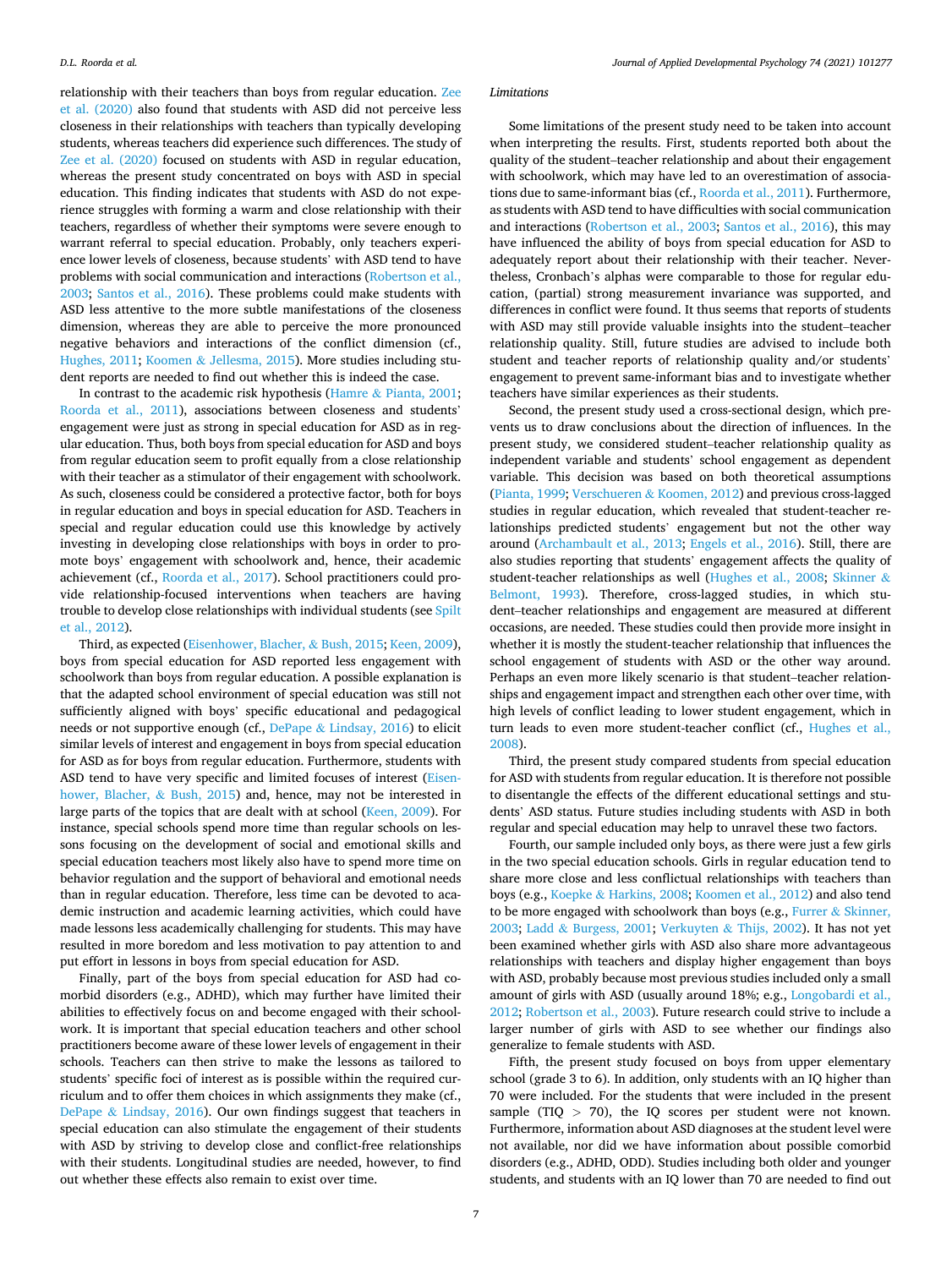relationship with their teachers than boys from regular education. Zee et al. (2020) also found that students with ASD did not perceive less closeness in their relationships with teachers than typically developing students, whereas teachers did experience such differences. The study of Zee et al. (2020) focused on students with ASD in regular education, whereas the present study concentrated on boys with ASD in special education. This finding indicates that students with ASD do not experience struggles with forming a warm and close relationship with their teachers, regardless of whether their symptoms were severe enough to warrant referral to special education. Probably, only teachers experience lower levels of closeness, because students' with ASD tend to have problems with social communication and interactions (Robertson et al., 2003; Santos et al., 2016). These problems could make students with ASD less attentive to the more subtle manifestations of the closeness dimension, whereas they are able to perceive the more pronounced negative behaviors and interactions of the conflict dimension (cf., Hughes, 2011; Koomen & Jellesma, 2015). More studies including student reports are needed to find out whether this is indeed the case.

In contrast to the academic risk hypothesis (Hamre & Pianta, 2001; Roorda et al., 2011), associations between closeness and students' engagement were just as strong in special education for ASD as in regular education. Thus, both boys from special education for ASD and boys from regular education seem to profit equally from a close relationship with their teacher as a stimulator of their engagement with schoolwork. As such, closeness could be considered a protective factor, both for boys in regular education and boys in special education for ASD. Teachers in special and regular education could use this knowledge by actively investing in developing close relationships with boys in order to promote boys' engagement with schoolwork and, hence, their academic achievement (cf., Roorda et al., 2017). School practitioners could provide relationship-focused interventions when teachers are having trouble to develop close relationships with individual students (see Spilt et al., 2012).

Third, as expected (Eisenhower, Blacher, & Bush, 2015; Keen, 2009), boys from special education for ASD reported less engagement with schoolwork than boys from regular education. A possible explanation is that the adapted school environment of special education was still not sufficiently aligned with boys' specific educational and pedagogical needs or not supportive enough (cf., DePape & Lindsay, 2016) to elicit similar levels of interest and engagement in boys from special education for ASD as for boys from regular education. Furthermore, students with ASD tend to have very specific and limited focuses of interest (Eisenhower, Blacher, & Bush, 2015) and, hence, may not be interested in large parts of the topics that are dealt with at school (Keen, 2009). For instance, special schools spend more time than regular schools on lessons focusing on the development of social and emotional skills and special education teachers most likely also have to spend more time on behavior regulation and the support of behavioral and emotional needs than in regular education. Therefore, less time can be devoted to academic instruction and academic learning activities, which could have made lessons less academically challenging for students. This may have resulted in more boredom and less motivation to pay attention to and put effort in lessons in boys from special education for ASD.

Finally, part of the boys from special education for ASD had comorbid disorders (e.g., ADHD), which may further have limited their abilities to effectively focus on and become engaged with their schoolwork. It is important that special education teachers and other school practitioners become aware of these lower levels of engagement in their schools. Teachers can then strive to make the lessons as tailored to students' specific foci of interest as is possible within the required curriculum and to offer them choices in which assignments they make (cf., DePape & Lindsay, 2016). Our own findings suggest that teachers in special education can also stimulate the engagement of their students with ASD by striving to develop close and conflict-free relationships with their students. Longitudinal studies are needed, however, to find out whether these effects also remain to exist over time.

### *Limitations*

Some limitations of the present study need to be taken into account when interpreting the results. First, students reported both about the quality of the student–teacher relationship and about their engagement with schoolwork, which may have led to an overestimation of associations due to same-informant bias (cf., Roorda et al., 2011). Furthermore, as students with ASD tend to have difficulties with social communication and interactions (Robertson et al., 2003; Santos et al., 2016), this may have influenced the ability of boys from special education for ASD to adequately report about their relationship with their teacher. Nevertheless, Cronbach's alphas were comparable to those for regular education, (partial) strong measurement invariance was supported, and differences in conflict were found. It thus seems that reports of students with ASD may still provide valuable insights into the student–teacher relationship quality. Still, future studies are advised to include both student and teacher reports of relationship quality and/or students' engagement to prevent same-informant bias and to investigate whether teachers have similar experiences as their students.

Second, the present study used a cross-sectional design, which prevents us to draw conclusions about the direction of influences. In the present study, we considered student–teacher relationship quality as independent variable and students' school engagement as dependent variable. This decision was based on both theoretical assumptions (Pianta, 1999; Verschueren & Koomen, 2012) and previous cross-lagged studies in regular education, which revealed that student-teacher relationships predicted students' engagement but not the other way around (Archambault et al., 2013; Engels et al., 2016). Still, there are also studies reporting that students' engagement affects the quality of student-teacher relationships as well (Hughes et al., 2008; Skinner & Belmont, 1993). Therefore, cross-lagged studies, in which student–teacher relationships and engagement are measured at different occasions, are needed. These studies could then provide more insight in whether it is mostly the student-teacher relationship that influences the school engagement of students with ASD or the other way around. Perhaps an even more likely scenario is that student–teacher relationships and engagement impact and strengthen each other over time, with high levels of conflict leading to lower student engagement, which in turn leads to even more student-teacher conflict (cf., Hughes et al., 2008).

Third, the present study compared students from special education for ASD with students from regular education. It is therefore not possible to disentangle the effects of the different educational settings and students' ASD status. Future studies including students with ASD in both regular and special education may help to unravel these two factors.

Fourth, our sample included only boys, as there were just a few girls in the two special education schools. Girls in regular education tend to share more close and less conflictual relationships with teachers than boys (e.g., Koepke & Harkins, 2008; Koomen et al., 2012) and also tend to be more engaged with schoolwork than boys (e.g., Furrer & Skinner, 2003; Ladd & Burgess, 2001; Verkuyten & Thijs, 2002). It has not yet been examined whether girls with ASD also share more advantageous relationships with teachers and display higher engagement than boys with ASD, probably because most previous studies included only a small amount of girls with ASD (usually around 18%; e.g., Longobardi et al., 2012; Robertson et al., 2003). Future research could strive to include a larger number of girls with ASD to see whether our findings also generalize to female students with ASD.

Fifth, the present study focused on boys from upper elementary school (grade 3 to 6). In addition, only students with an IQ higher than 70 were included. For the students that were included in the present sample (TIQ > 70), the IQ scores per student were not known. Furthermore, information about ASD diagnoses at the student level were not available, nor did we have information about possible comorbid disorders (e.g., ADHD, ODD). Studies including both older and younger students, and students with an IQ lower than 70 are needed to find out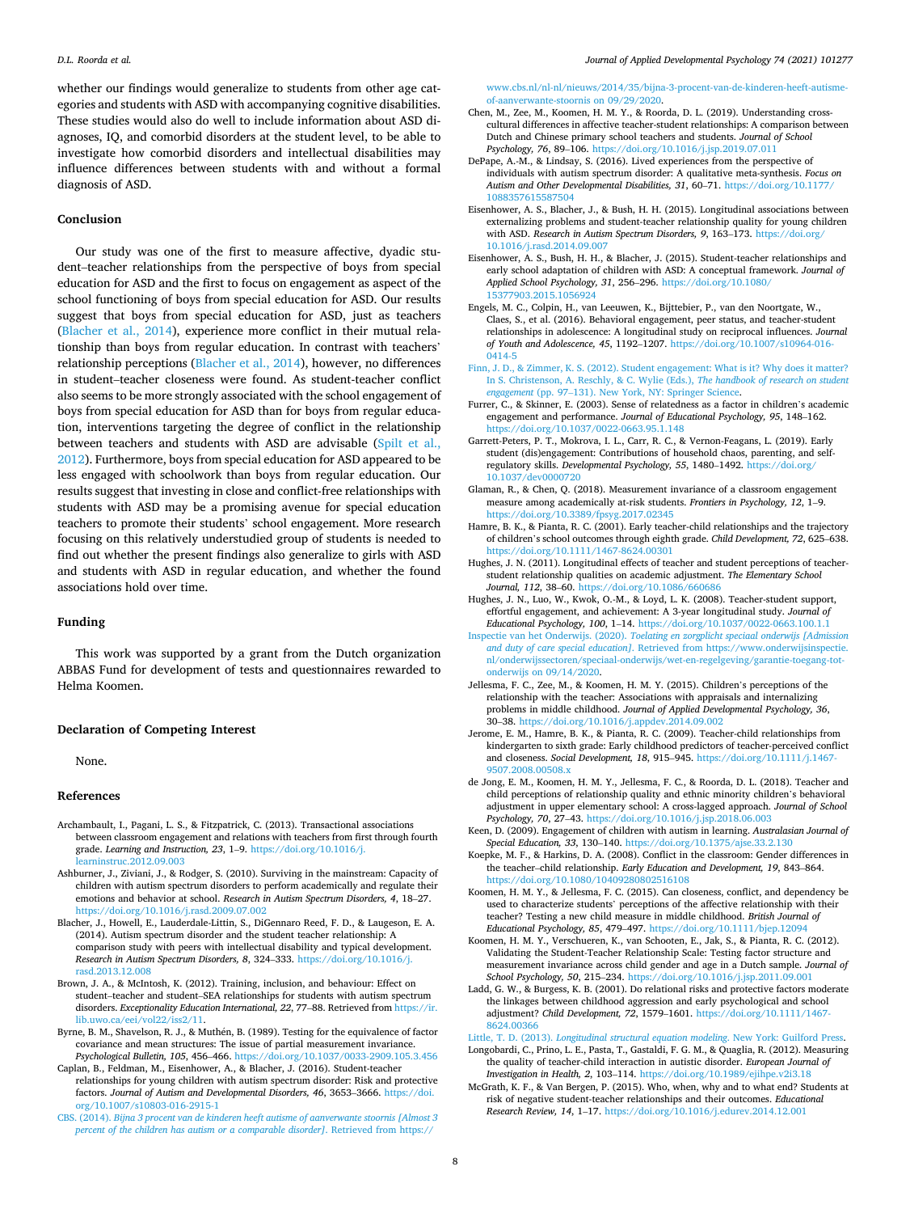whether our findings would generalize to students from other age categories and students with ASD with accompanying cognitive disabilities. These studies would also do well to include information about ASD diagnoses, IQ, and comorbid disorders at the student level, to be able to investigate how comorbid disorders and intellectual disabilities may influence differences between students with and without a formal diagnosis of ASD.

## Conclusion

Our study was one of the first to measure affective, dyadic student–teacher relationships from the perspective of boys from special education for ASD and the first to focus on engagement as aspect of the school functioning of boys from special education for ASD. Our results suggest that boys from special education for ASD, just as teachers (Blacher et al., 2014), experience more conflict in their mutual relationship than boys from regular education. In contrast with teachers' relationship perceptions (Blacher et al., 2014), however, no differences in student–teacher closeness were found. As student-teacher conflict also seems to be more strongly associated with the school engagement of boys from special education for ASD than for boys from regular education, interventions targeting the degree of conflict in the relationship between teachers and students with ASD are advisable (Spilt et al., 2012). Furthermore, boys from special education for ASD appeared to be less engaged with schoolwork than boys from regular education. Our results suggest that investing in close and conflict-free relationships with students with ASD may be a promising avenue for special education teachers to promote their students' school engagement. More research focusing on this relatively understudied group of students is needed to find out whether the present findings also generalize to girls with ASD and students with ASD in regular education, and whether the found associations hold over time.

## Funding

This work was supported by a grant from the Dutch organization ABBAS Fund for development of tests and questionnaires rewarded to Helma Koomen.

## Declaration of Competing Interest

None.

## References

Archambault, I., Pagani, L. S., & Fitzpatrick, C. (2013). Transactional associations between classroom engagement and relations with teachers from first through fourth grade. *Learning and Instruction, 23*, 1–9. https://doi.org/10.1016/j.learninstruc.2012.09.003

Ashburner, J., Ziviani, J., & Rodger, S. (2010). Surviving in the mainstream: Capacity of children with autism spectrum disorders to perform academically and regulate their emotions and behavior at school. *Research in Autism Spectrum Disorders, 4*, 18–27. https://doi.org/10.1016/j.rasd.2009.07.002

Blacher, J., Howell, E., Lauderdale-Littin, S., DiGennaro Reed, F. D., & Laugeson, E. A. (2014). Autism spectrum disorder and the student teacher relationship: A comparison study with peers with intellectual disability and typical development. *Research in Autism Spectrum Disorders, 8*, 324–333. https://doi.org/10.1016/j.rasd.2013.12.008

Brown, J. A., & McIntosh, K. (2012). Training, inclusion, and behaviour: Effect on student–teacher and student–SEA relationships for students with autism spectrum disorders. *Exceptionality Education International, 22*, 77–88. Retrieved from https://ir.lib.uwo.ca/eei/vol22/iss2/11.

Byrne, B. M., Shavelson, R. J., & Muthén, B. (1989). Testing for the equivalence of factor covariance and mean structures: The issue of partial measurement invariance. *Psychological Bulletin, 105*, 456–466. https://doi.org/10.1037/0033-2909.105.3.456

Caplan, B., Feldman, M., Eisenhower, A., & Blacher, J. (2016). Student-teacher relationships for young children with autism spectrum disorder: Risk and protective factors. *Journal of Autism and Developmental Disorders, 46*, 3653–3666. https://doi.org/10.1007/s10803-016-2915-1

CBS. (2014). *Bijna 3 procent van de kinderen heeft autisme of aanverwante stoornis [Almost 3 percent of the children has autism or a comparable disorder]*. Retrieved from https://www.cbs.nl/nl-nl/nieuws/2014/35/bijna-3-procent-van-de-kinderen-heeft-autisme-of-aanverwante-stoornis on 09/29/2020.

Chen, M., Zee, M., Koomen, H. M. Y., & Roorda, D. L. (2019). Understanding cross-cultural differences in affective teacher-student relationships: A comparison between Dutch and Chinese primary school teachers and students. *Journal of School Psychology, 76*, 89–106. https://doi.org/10.1016/j.jsp.2019.07.011

DePape, A.-M., & Lindsay, S. (2016). Lived experiences from the perspective of individuals with autism spectrum disorder: A qualitative meta-synthesis. *Focus on Autism and Other Developmental Disabilities, 31*, 60–71. https://doi.org/10.1177/1088357615587504

Eisenhower, A. S., Blacher, J., & Bush, H. H. (2015). Longitudinal associations between externalizing problems and student-teacher relationship quality for young children with ASD. *Research in Autism Spectrum Disorders, 9*, 163–173. https://doi.org/10.1016/j.rasd.2014.09.007

Eisenhower, A. S., Bush, H. H., & Blacher, J. (2015). Student-teacher relationships and early school adaptation of children with ASD: A conceptual framework. *Journal of Applied School Psychology, 31*, 256–296. https://doi.org/10.1080/15377903.2015.1056924

Engels, M. C., Colpin, H., van Leeuwen, K., Bijttebier, P., van den Noortgate, W., Claes, S., et al. (2016). Behavioral engagement, peer status, and teacher-student relationships in adolescence: A longitudinal study on reciprocal influences. *Journal of Youth and Adolescence, 45*, 1192–1207. https://doi.org/10.1007/s10964-016-0414-5

Finn, J. D., & Zimmer, K. S. (2012). Student engagement: What is it? Why does it matter? In S. Christenson, A. Reschly, & C. Wylie (Eds.), *The handbook of research on student engagement* (pp. 97–131). New York, NY: Springer Science.

Furrer, C., & Skinner, E. (2003). Sense of relatedness as a factor in children's academic engagement and performance. *Journal of Educational Psychology, 95*, 148–162. https://doi.org/10.1037/0022-0663.95.1.148

Garrett-Peters, P. T., Mokrova, I. L., Carr, R. C., & Vernon-Feagans, L. (2019). Early student (dis)engagement: Contributions of household chaos, parenting, and self-regulatory skills. *Developmental Psychology, 55*, 1480–1492. https://doi.org/10.1037/dev0000720

Glaman, R., & Chen, Q. (2018). Measurement invariance of a classroom engagement measure among academically at-risk students. *Frontiers in Psychology, 12*, 1–9. https://doi.org/10.3389/fpsyg.2017.02345

Hamre, B. K., & Pianta, R. C. (2001). Early teacher-child relationships and the trajectory of children's school outcomes through eighth grade. *Child Development, 72*, 625–638. https://doi.org/10.1111/1467-8624.00301

Hughes, J. N. (2011). Longitudinal effects of teacher and student perceptions of teacher-student relationship qualities on academic adjustment. *The Elementary School Journal, 112*, 38–60. https://doi.org/10.1086/660686

Hughes, J. N., Luo, W., Kwok, O.-M., & Loyd, L. K. (2008). Teacher-student support, effortful engagement, and achievement: A 3-year longitudinal study. *Journal of Educational Psychology, 100*, 1–14. https://doi.org/10.1037/0022-0663.100.1.1

Inspectie van het Onderwijs. (2020). *Toelating en zorgplicht speciaal onderwijs [Admission and duty of care special education]*. Retrieved from https://www.onderwijsinspectie.nl/onderwijssectoren/speciaal-onderwijs/wet-en-regelgeving/garantie-toegang-tot-onderwijs on 09/14/2020.

Jellesma, F. C., Zee, M., & Koomen, H. M. Y. (2015). Children's perceptions of the relationship with the teacher: Associations with appraisals and internalizing problems in middle childhood. *Journal of Applied Developmental Psychology, 36*, 30–38. https://doi.org/10.1016/j.appdev.2014.09.002

Jerome, E. M., Hamre, B. K., & Pianta, R. C. (2009). Teacher-child relationships from kindergarten to sixth grade: Early childhood predictors of teacher-perceived conflict and closeness. *Social Development, 18*, 915–945. https://doi.org/10.1111/j.1467-9507.2008.00508.x

de Jong, E. M., Koomen, H. M. Y., Jellesma, F. C., & Roorda, D. L. (2018). Teacher and child perceptions of relationship quality and ethnic minority children's behavioral adjustment in upper elementary school: A cross-lagged approach. *Journal of School Psychology, 70*, 27–43. https://doi.org/10.1016/j.jsp.2018.06.003

Keen, D. (2009). Engagement of children with autism in learning. *Australasian Journal of Special Education, 33*, 130–140. https://doi.org/10.1375/ajse.33.2.130

Koepke, M. F., & Harkins, D. A. (2008). Conflict in the classroom: Gender differences in the teacher–child relationship. *Early Education and Development, 19*, 843–864. https://doi.org/10.1080/10409280802516108

Koomen, H. M. Y., & Jellesma, F. C. (2015). Can closeness, conflict, and dependency be used to characterize students' perceptions of the affective relationship with their teacher? Testing a new child measure in middle childhood. *British Journal of Educational Psychology, 85*, 479–497. https://doi.org/10.1111/bjep.12094

Koomen, H. M. Y., Verschueren, K., van Schooten, E., Jak, S., & Pianta, R. C. (2012). Validating the Student-Teacher Relationship Scale: Testing factor structure and measurement invariance across child gender and age in a Dutch sample. *Journal of School Psychology, 50*, 215–234. https://doi.org/10.1016/j.jsp.2011.09.001

Ladd, G. W., & Burgess, K. B. (2001). Do relational risks and protective factors moderate the linkages between childhood aggression and early psychological and school adjustment? *Child Development, 72*, 1579–1601. https://doi.org/10.1111/1467-8624.00366

Little, T. D. (2013). *Longitudinal structural equation modeling*. New York: Guilford Press.

Longobardi, C., Prino, L. E., Pasta, T., Gastaldi, F. G. M., & Quaglia, R. (2012). Measuring the quality of teacher-child interaction in autistic disorder. *European Journal of Investigation in Health, 2*, 103–114. https://doi.org/10.1989/ejihpe.v2i3.18

McGrath, K. F., & Van Bergen, P. (2015). Who, when, why and to what end? Students at risk of negative student-teacher relationships and their outcomes. *Educational Research Review, 14*, 1–17. https://doi.org/10.1016/j.edurev.2014.12.001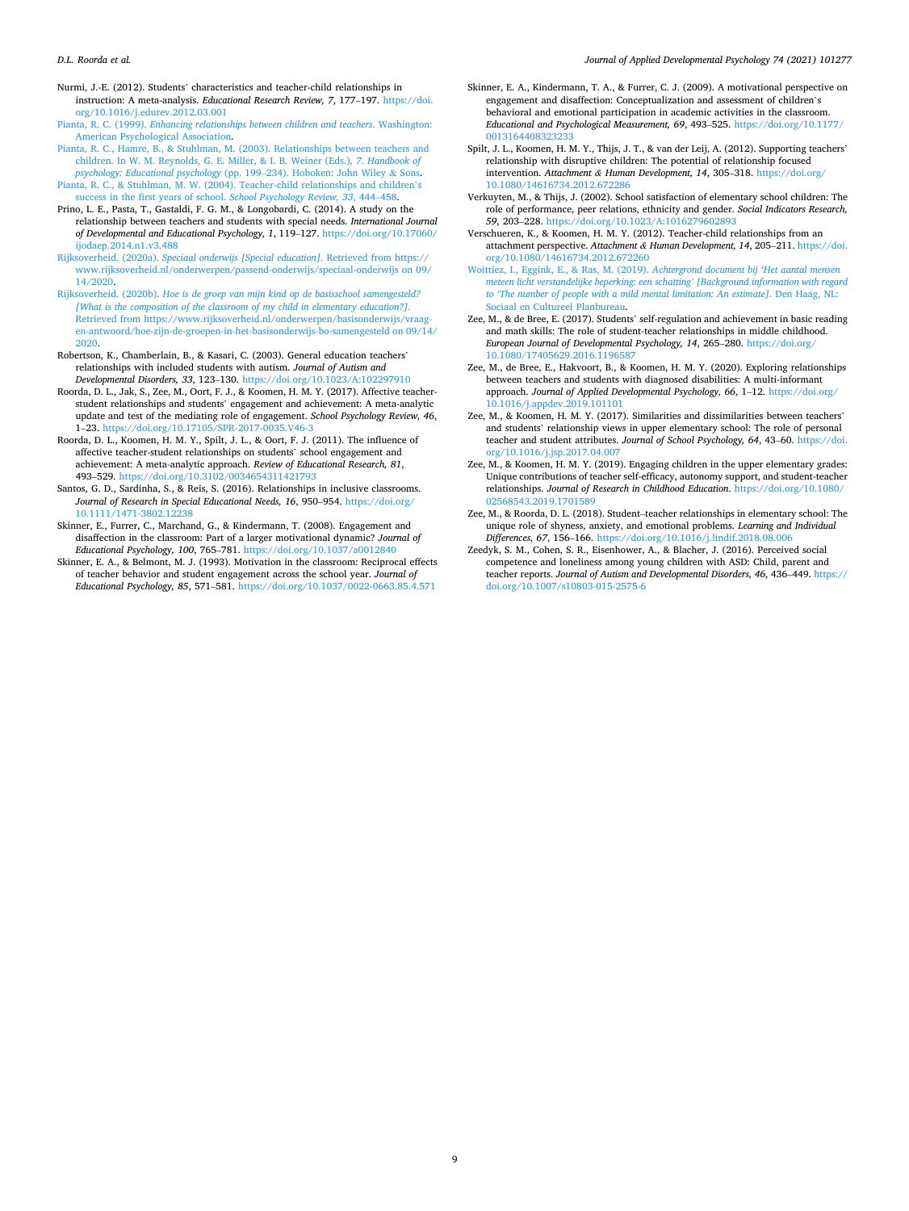Nurmi, J.-E. (2012). Students' characteristics and teacher-child relationships in instruction: A meta-analysis. *Educational Research Review, 7*, 177–197. https://doi.org/10.1016/j.edurev.2012.03.001

Pianta, R. C. (1999). *Enhancing relationships between children and teachers*. Washington: American Psychological Association.

Pianta, R. C., Hamre, B., & Stuhlman, M. (2003). Relationships between teachers and children. In W. M. Reynolds, G. E. Miller, & I. B. Weiner (Eds.), *7. Handbook of psychology: Educational psychology* (pp. 199–234). Hoboken: John Wiley & Sons.

Pianta, R. C., & Stuhlman, M. W. (2004). Teacher-child relationships and children's success in the first years of school. *School Psychology Review, 33*, 444–458.

Prino, L. E., Pasta, T., Gastaldi, F. G. M., & Longobardi, C. (2014). A study on the relationship between teachers and students with special needs. *International Journal of Developmental and Educational Psychology, 1*, 119–127. https://doi.org/10.17060/ijodaep.2014.n1.v3.488

Rijksoverheid. (2020a). *Speciaal onderwijs [Special education]*. Retrieved from https://www.rijksoverheid.nl/onderwerpen/passend-onderwijs/speciaal-onderwijs on 09/14/2020.

Rijksoverheid. (2020b). *Hoe is de groep van mijn kind op de basisschool samengesteld? [What is the composition of the classroom of my child in elementary education?]*. Retrieved from https://www.rijksoverheid.nl/onderwerpen/basisonderwijs/vraag-en-antwoord/hoe-zijn-de-groepen-in-het-basisonderwijs-bo-samengesteld on 09/14/2020.

Robertson, K., Chamberlain, B., & Kasari, C. (2003). General education teachers' relationships with included students with autism. *Journal of Autism and Developmental Disorders, 33*, 123–130. https://doi.org/10.1023/A:102297910

Roorda, D. L., Jak, S., Zee, M., Oort, F. J., & Koomen, H. M. Y. (2017). Affective teacher-student relationships and students' engagement and achievement: A meta-analytic update and test of the mediating role of engagement. *School Psychology Review, 46*, 1–23. https://doi.org/10.17105/SPR-2017-0035.V46-3

Roorda, D. L., Koomen, H. M. Y., Spilt, J. L., & Oort, F. J. (2011). The influence of affective teacher-student relationships on students' school engagement and achievement: A meta-analytic approach. *Review of Educational Research, 81*, 493–529. https://doi.org/10.3102/0034654311421793

Santos, G. D., Sardinha, S., & Reis, S. (2016). Relationships in inclusive classrooms. *Journal of Research in Special Educational Needs, 16*, 950–954. https://doi.org/10.1111/1471-3802.12238

Skinner, E., Furrer, C., Marchand, G., & Kindermann, T. (2008). Engagement and disaffection in the classroom: Part of a larger motivational dynamic? *Journal of Educational Psychology, 100*, 765–781. https://doi.org/10.1037/a0012840

Skinner, E. A., & Belmont, M. J. (1993). Motivation in the classroom: Reciprocal effects of teacher behavior and student engagement across the school year. *Journal of Educational Psychology, 85*, 571–581. https://doi.org/10.1037/0022-0663.85.4.571

Skinner, E. A., Kindermann, T. A., & Furrer, C. J. (2009). A motivational perspective on engagement and disaffection: Conceptualization and assessment of children's behavioral and emotional participation in academic activities in the classroom. *Educational and Psychological Measurement, 69*, 493–525. https://doi.org/10.1177/0013164408323233

Spilt, J. L., Koomen, H. M. Y., Thijs, J. T., & van der Leij, A. (2012). Supporting teachers' relationship with disruptive children: The potential of relationship focused intervention. *Attachment & Human Development, 14*, 305–318. https://doi.org/10.1080/14616734.2012.672286

Verkuyten, M., & Thijs, J. (2002). School satisfaction of elementary school children: The role of performance, peer relations, ethnicity and gender. *Social Indicators Research, 59*, 203–228. https://doi.org/10.1023/A:1016279602893

Verschueren, K., & Koomen, H. M. Y. (2012). Teacher-child relationships from an attachment perspective. *Attachment & Human Development, 14*, 205–211. https://doi.org/10.1080/14616734.2012.672260

Woittiez, I., Eggink, E., & Ras, M. (2019). *Achtergrond document bij 'Het aantal mensen meteen licht verstandelijke beperking: een schatting' [Background information with regard to 'The number of people with a mild mental limitation: An estimate]*. Den Haag, NL: Sociaal en Cultureel Planbureau.

Zee, M., & de Bree, E. (2017). Students' self-regulation and achievement in basic reading and math skills: The role of student-teacher relationships in middle childhood. *European Journal of Developmental Psychology, 14*, 265–280. https://doi.org/10.1080/17405629.2016.1196587

Zee, M., de Bree, E., Hakvoort, B., & Koomen, H. M. Y. (2020). Exploring relationships between teachers and students with diagnosed disabilities: A multi-informant approach. *Journal of Applied Developmental Psychology, 66*, 1–12. https://doi.org/10.1016/j.appdev.2019.101101

Zee, M., & Koomen, H. M. Y. (2017). Similarities and dissimilarities between teachers' and students' relationship views in upper elementary school: The role of personal teacher and student attributes. *Journal of School Psychology, 64*, 43–60. https://doi.org/10.1016/j.jsp.2017.04.007

Zee, M., & Koomen, H. M. Y. (2019). Engaging children in the upper elementary grades: Unique contributions of teacher self-efficacy, autonomy support, and student-teacher relationships. *Journal of Research in Childhood Education*. https://doi.org/10.1080/02568543.2019.1701589

Zee, M., & Roorda, D. L. (2018). Student–teacher relationships in elementary school: The unique role of shyness, anxiety, and emotional problems. *Learning and Individual Differences, 67*, 156–166. https://doi.org/10.1016/j.lindif.2018.08.006

Zeedyk, S. M., Cohen, S. R., Eisenhower, A., & Blacher, J. (2016). Perceived social competence and loneliness among young children with ASD: Child, parent and teacher reports. *Journal of Autism and Developmental Disorders, 46*, 436–449. https://doi.org/10.1007/s10803-015-2575-6